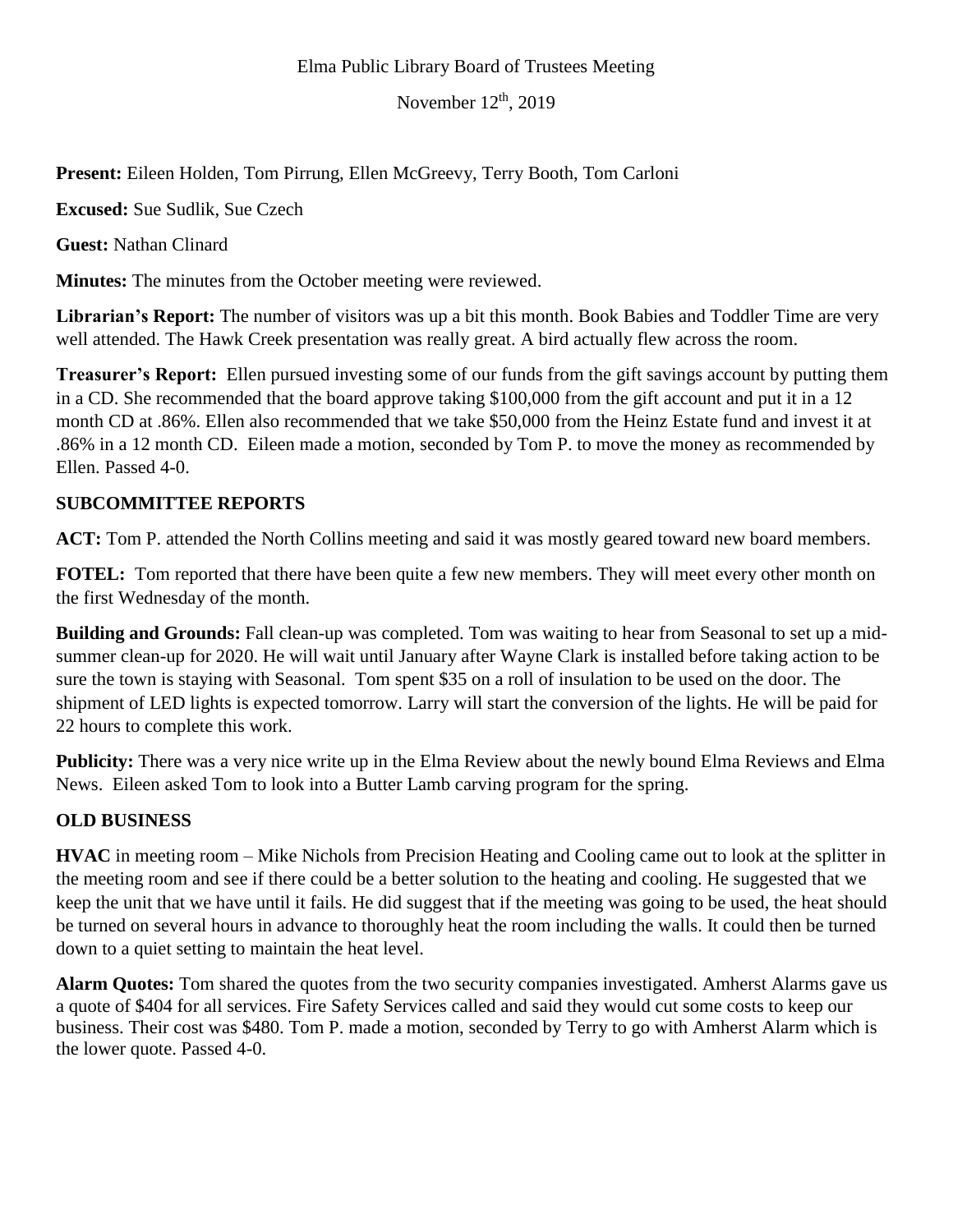Elma Public Library Board of Trustees Meeting

November 12th, 2019

**Present:** Eileen Holden, Tom Pirrung, Ellen McGreevy, Terry Booth, Tom Carloni

**Excused:** Sue Sudlik, Sue Czech

**Guest:** Nathan Clinard

**Minutes:** The minutes from the October meeting were reviewed.

**Librarian's Report:** The number of visitors was up a bit this month. Book Babies and Toddler Time are very well attended. The Hawk Creek presentation was really great. A bird actually flew across the room.

**Treasurer's Report:** Ellen pursued investing some of our funds from the gift savings account by putting them in a CD. She recommended that the board approve taking $100,000 from the gift account and put it in a 12 month CD at .86%. Ellen also recommended that we take $50,000 from the Heinz Estate fund and invest it at .86% in a 12 month CD. Eileen made a motion, seconded by Tom P. to move the money as recommended by Ellen. Passed 4-0.

## SUBCOMMITTEE REPORTS

**ACT:** Tom P. attended the North Collins meeting and said it was mostly geared toward new board members.

**FOTEL:** Tom reported that there have been quite a few new members. They will meet every other month on the first Wednesday of the month.

**Building and Grounds:** Fall clean-up was completed. Tom was waiting to hear from Seasonal to set up a mid-summer clean-up for 2020. He will wait until January after Wayne Clark is installed before taking action to be sure the town is staying with Seasonal. Tom spent $35 on a roll of insulation to be used on the door. The shipment of LED lights is expected tomorrow. Larry will start the conversion of the lights. He will be paid for 22 hours to complete this work.

**Publicity:** There was a very nice write up in the Elma Review about the newly bound Elma Reviews and Elma News. Eileen asked Tom to look into a Butter Lamb carving program for the spring.

## OLD BUSINESS

**HVAC** in meeting room – Mike Nichols from Precision Heating and Cooling came out to look at the splitter in the meeting room and see if there could be a better solution to the heating and cooling. He suggested that we keep the unit that we have until it fails. He did suggest that if the meeting was going to be used, the heat should be turned on several hours in advance to thoroughly heat the room including the walls. It could then be turned down to a quiet setting to maintain the heat level.

**Alarm Quotes:** Tom shared the quotes from the two security companies investigated. Amherst Alarms gave us a quote of $404 for all services. Fire Safety Services called and said they would cut some costs to keep our business. Their cost was $480. Tom P. made a motion, seconded by Terry to go with Amherst Alarm which is the lower quote. Passed 4-0.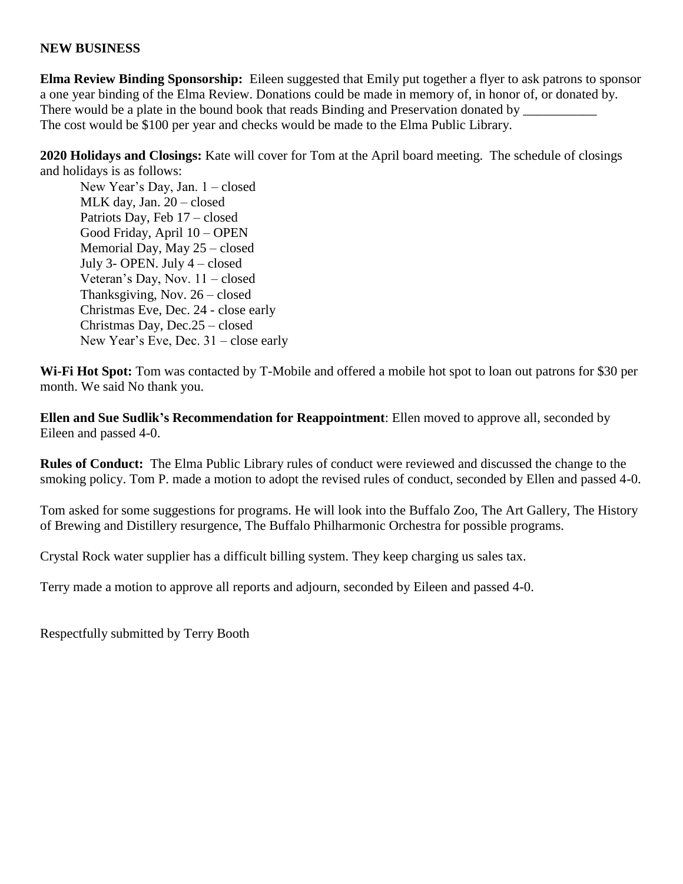**NEW BUSINESS**

**Elma Review Binding Sponsorship:** Eileen suggested that Emily put together a flyer to ask patrons to sponsor a one year binding of the Elma Review. Donations could be made in memory of, in honor of, or donated by. There would be a plate in the bound book that reads Binding and Preservation donated by ___________ The cost would be $100 per year and checks would be made to the Elma Public Library.

**2020 Holidays and Closings:** Kate will cover for Tom at the April board meeting. The schedule of closings and holidays is as follows:

New Year's Day, Jan. 1 – closed
MLK day, Jan. 20 – closed
Patriots Day, Feb 17 – closed
Good Friday, April 10 – OPEN
Memorial Day, May 25 – closed
July 3- OPEN. July 4 – closed
Veteran's Day, Nov. 11 – closed
Thanksgiving, Nov. 26 – closed
Christmas Eve, Dec. 24 - close early
Christmas Day, Dec.25 – closed
New Year's Eve, Dec. 31 – close early

**Wi-Fi Hot Spot:** Tom was contacted by T-Mobile and offered a mobile hot spot to loan out patrons for $30 per month. We said No thank you.

**Ellen and Sue Sudlik's Recommendation for Reappointment**: Ellen moved to approve all, seconded by Eileen and passed 4-0.

**Rules of Conduct:** The Elma Public Library rules of conduct were reviewed and discussed the change to the smoking policy. Tom P. made a motion to adopt the revised rules of conduct, seconded by Ellen and passed 4-0.

Tom asked for some suggestions for programs. He will look into the Buffalo Zoo, The Art Gallery, The History of Brewing and Distillery resurgence, The Buffalo Philharmonic Orchestra for possible programs.

Crystal Rock water supplier has a difficult billing system. They keep charging us sales tax.

Terry made a motion to approve all reports and adjourn, seconded by Eileen and passed 4-0.

Respectfully submitted by Terry Booth